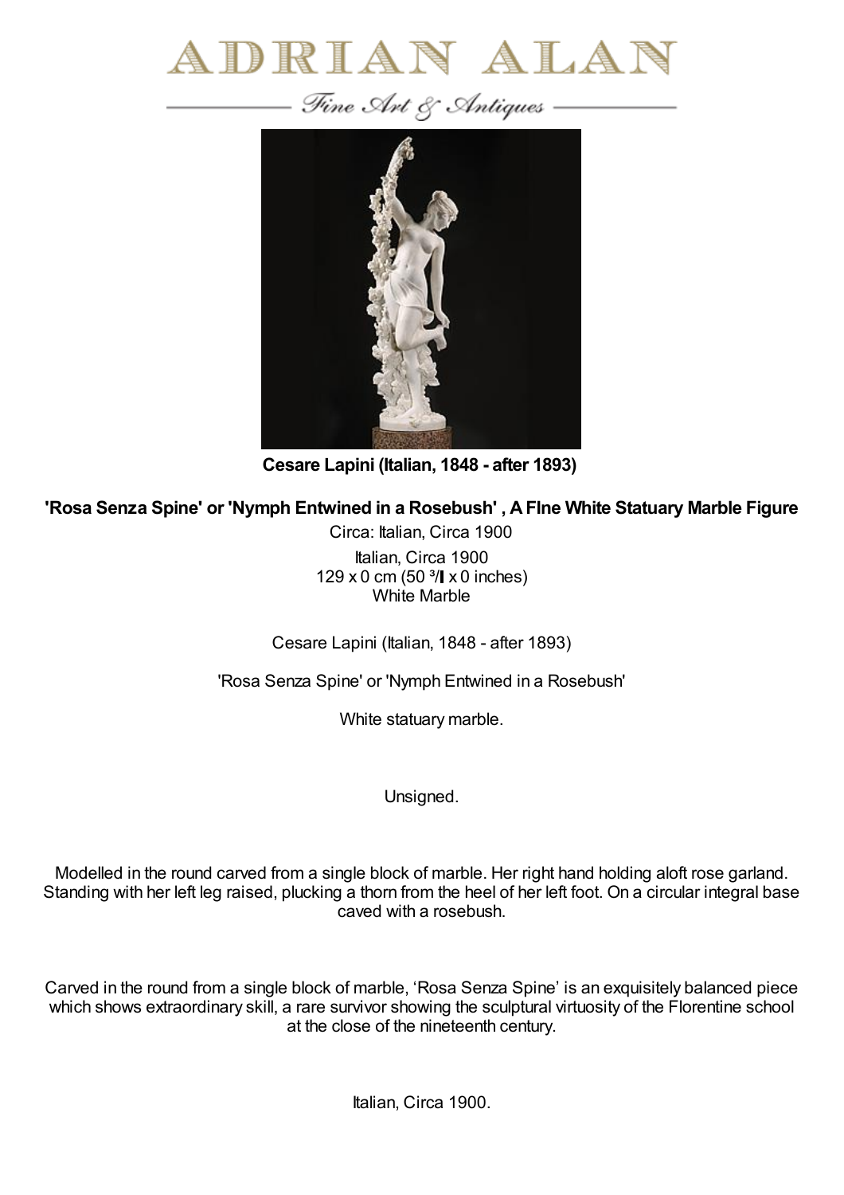# ADRIAN ALAN

*Fine Art & Antiques*

**Cesare Lapini (Italian, 1848 - after 1893)**

**'Rosa Senza Spine' or 'Nymph Entwined in a Rosebush' , A FIne White Statuary Marble Figure**

Circa: Italian, Circa 1900

Italian, Circa 1900
129 x 0 cm (50 ³/ x 0 inches)
White Marble

Cesare Lapini (Italian, 1848 - after 1893)

'Rosa Senza Spine' or 'Nymph Entwined in a Rosebush'

White statuary marble.

Unsigned.

Modelled in the round carved from a single block of marble. Her right hand holding aloft rose garland. Standing with her left leg raised, plucking a thorn from the heel of her left foot. On a circular integral base caved with a rosebush.

Carved in the round from a single block of marble, 'Rosa Senza Spine' is an exquisitely balanced piece which shows extraordinary skill, a rare survivor showing the sculptural virtuosity of the Florentine school at the close of the nineteenth century.

Italian, Circa 1900.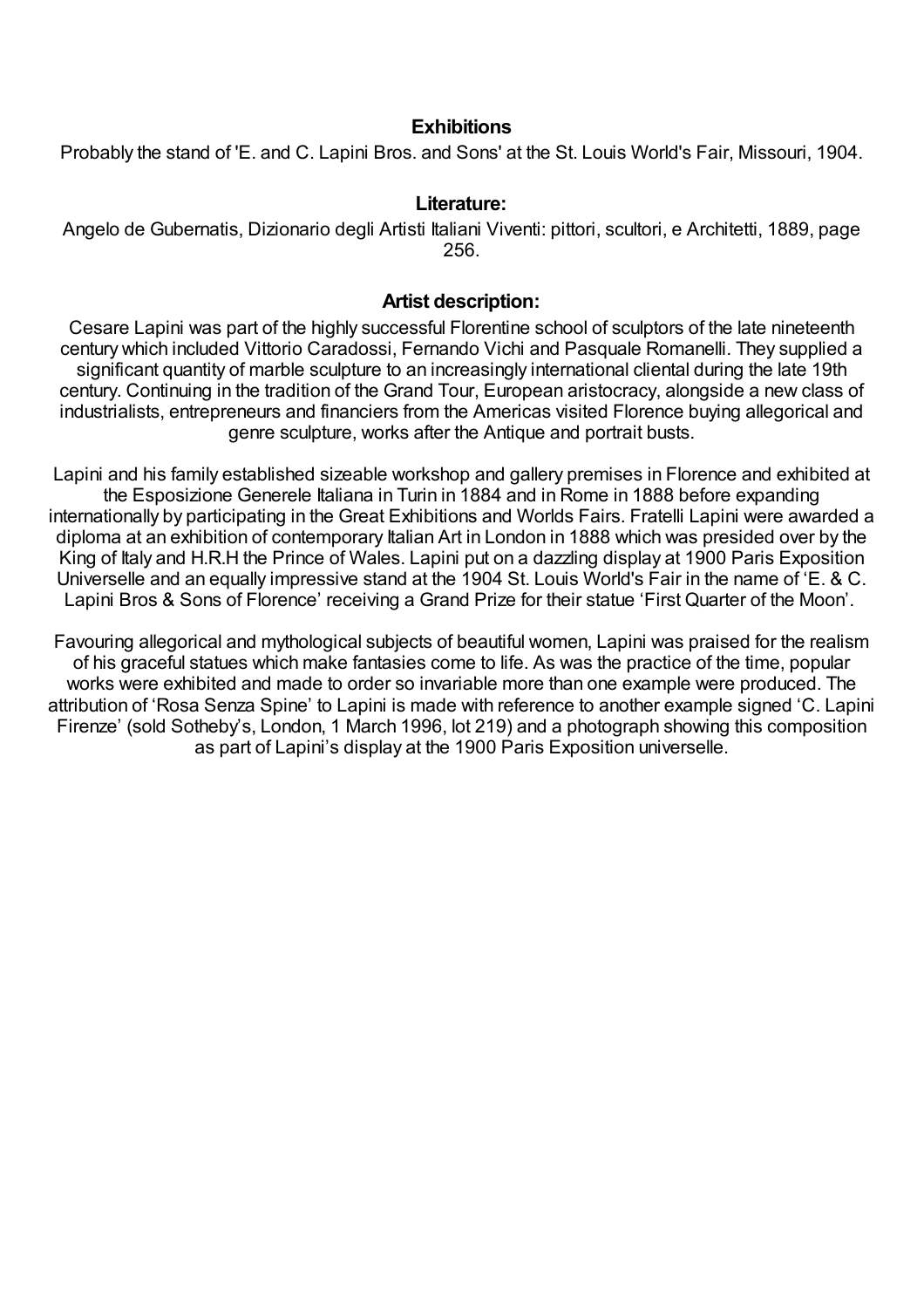### Exhibitions

Probably the stand of 'E. and C. Lapini Bros. and Sons' at the St. Louis World's Fair, Missouri, 1904.

### Literature:

Angelo de Gubernatis, Dizionario degli Artisti Italiani Viventi: pittori, scultori, e Architetti, 1889, page 256.

### Artist description:

Cesare Lapini was part of the highly successful Florentine school of sculptors of the late nineteenth century which included Vittorio Caradossi, Fernando Vichi and Pasquale Romanelli. They supplied a significant quantity of marble sculpture to an increasingly international cliental during the late 19th century. Continuing in the tradition of the Grand Tour, European aristocracy, alongside a new class of industrialists, entrepreneurs and financiers from the Americas visited Florence buying allegorical and genre sculpture, works after the Antique and portrait busts.

Lapini and his family established sizeable workshop and gallery premises in Florence and exhibited at the Esposizione Generele Italiana in Turin in 1884 and in Rome in 1888 before expanding internationally by participating in the Great Exhibitions and Worlds Fairs. Fratelli Lapini were awarded a diploma at an exhibition of contemporary Italian Art in London in 1888 which was presided over by the King of Italy and H.R.H the Prince of Wales. Lapini put on a dazzling display at 1900 Paris Exposition Universelle and an equally impressive stand at the 1904 St. Louis World's Fair in the name of 'E. & C. Lapini Bros & Sons of Florence' receiving a Grand Prize for their statue 'First Quarter of the Moon'.

Favouring allegorical and mythological subjects of beautiful women, Lapini was praised for the realism of his graceful statues which make fantasies come to life. As was the practice of the time, popular works were exhibited and made to order so invariable more than one example were produced. The attribution of 'Rosa Senza Spine' to Lapini is made with reference to another example signed 'C. Lapini Firenze' (sold Sotheby's, London, 1 March 1996, lot 219) and a photograph showing this composition as part of Lapini's display at the 1900 Paris Exposition universelle.